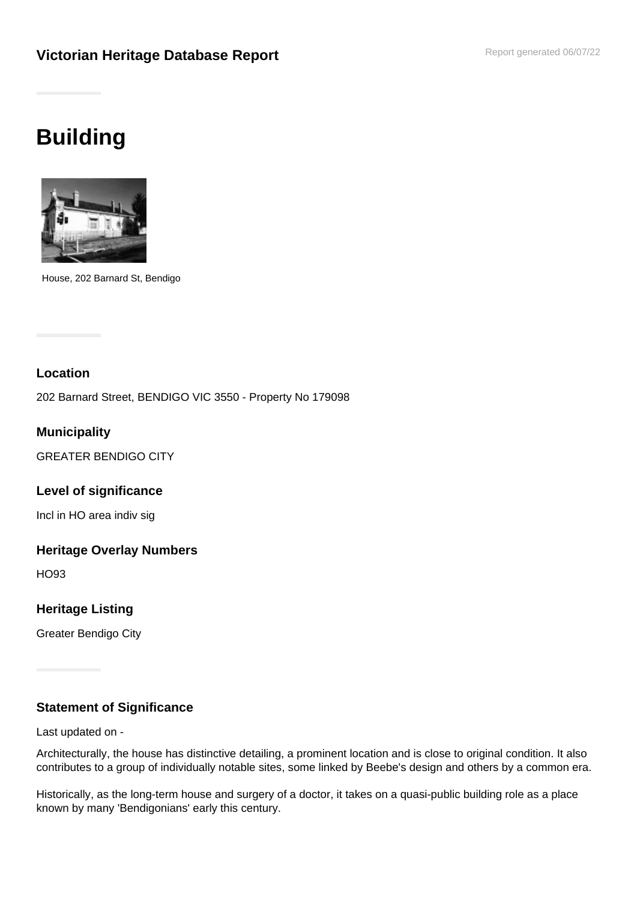# Victorian Heritage Database Report

Report generated 06/07/22

# Building

House, 202 Barnard St, Bendigo

### Location

202 Barnard Street, BENDIGO VIC 3550 - Property No 179098

### Municipality

GREATER BENDIGO CITY

### Level of significance

Incl in HO area indiv sig

### Heritage Overlay Numbers

HO93

### Heritage Listing

Greater Bendigo City

### Statement of Significance

Last updated on -

Architecturally, the house has distinctive detailing, a prominent location and is close to original condition. It also contributes to a group of individually notable sites, some linked by Beebe's design and others by a common era.

Historically, as the long-term house and surgery of a doctor, it takes on a quasi-public building role as a place known by many 'Bendigonians' early this century.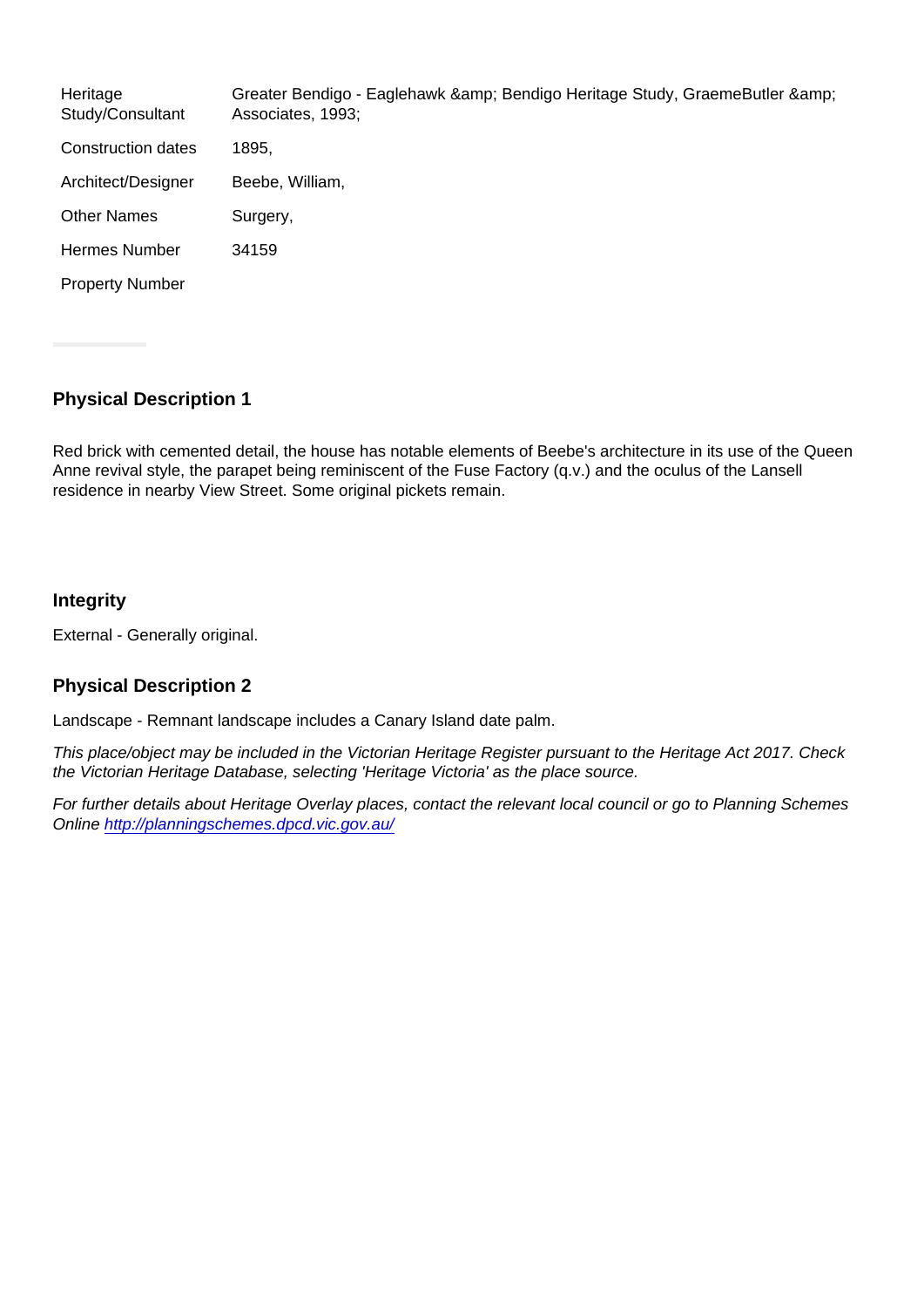| | |
|---|---|
| Heritage Study/Consultant | Greater Bendigo - Eaglehawk &amp; Bendigo Heritage Study, GraemeButler &amp; Associates, 1993; |
| Construction dates | 1895, |
| Architect/Designer | Beebe, William, |
| Other Names | Surgery, |
| Hermes Number | 34159 |
| Property Number | |

## Physical Description 1

Red brick with cemented detail, the house has notable elements of Beebe's architecture in its use of the Queen Anne revival style, the parapet being reminiscent of the Fuse Factory (q.v.) and the oculus of the Lansell residence in nearby View Street. Some original pickets remain.

## Integrity

External - Generally original.

## Physical Description 2

Landscape - Remnant landscape includes a Canary Island date palm.

*This place/object may be included in the Victorian Heritage Register pursuant to the Heritage Act 2017. Check the Victorian Heritage Database, selecting 'Heritage Victoria' as the place source.*

*For further details about Heritage Overlay places, contact the relevant local council or go to Planning Schemes Online [http://planningschemes.dpcd.vic.gov.au/](http://planningschemes.dpcd.vic.gov.au/)*